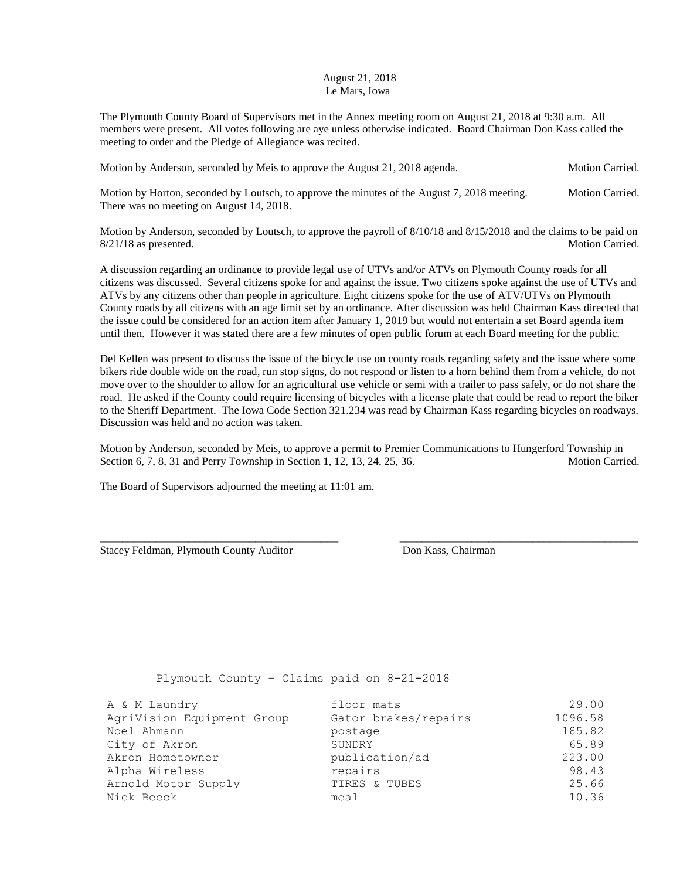August 21, 2018
Le Mars, Iowa

The Plymouth County Board of Supervisors met in the Annex meeting room on August 21, 2018 at 9:30 a.m. All members were present. All votes following are aye unless otherwise indicated. Board Chairman Don Kass called the meeting to order and the Pledge of Allegiance was recited.

Motion by Anderson, seconded by Meis to approve the August 21, 2018 agenda. Motion Carried.

Motion by Horton, seconded by Loutsch, to approve the minutes of the August 7, 2018 meeting. Motion Carried. There was no meeting on August 14, 2018.

Motion by Anderson, seconded by Loutsch, to approve the payroll of 8/10/18 and 8/15/2018 and the claims to be paid on 8/21/18 as presented. Motion Carried.

A discussion regarding an ordinance to provide legal use of UTVs and/or ATVs on Plymouth County roads for all citizens was discussed. Several citizens spoke for and against the issue. Two citizens spoke against the use of UTVs and ATVs by any citizens other than people in agriculture. Eight citizens spoke for the use of ATV/UTVs on Plymouth County roads by all citizens with an age limit set by an ordinance. After discussion was held Chairman Kass directed that the issue could be considered for an action item after January 1, 2019 but would not entertain a set Board agenda item until then. However it was stated there are a few minutes of open public forum at each Board meeting for the public.

Del Kellen was present to discuss the issue of the bicycle use on county roads regarding safety and the issue where some bikers ride double wide on the road, run stop signs, do not respond or listen to a horn behind them from a vehicle, do not move over to the shoulder to allow for an agricultural use vehicle or semi with a trailer to pass safely, or do not share the road. He asked if the County could require licensing of bicycles with a license plate that could be read to report the biker to the Sheriff Department. The Iowa Code Section 321.234 was read by Chairman Kass regarding bicycles on roadways. Discussion was held and no action was taken.

Motion by Anderson, seconded by Meis, to approve a permit to Premier Communications to Hungerford Township in Section 6, 7, 8, 31 and Perry Township in Section 1, 12, 13, 24, 25, 36. Motion Carried.

The Board of Supervisors adjourned the meeting at 11:01 am.

\_\_\_\_\_\_\_\_\_\_\_\_\_\_\_\_\_\_\_\_\_\_\_\_\_\_\_\_\_\_\_\_\_\_\_\_\_\_\_\_ \_\_\_\_\_\_\_\_\_\_\_\_\_\_\_\_\_\_\_\_\_\_\_\_\_\_\_\_\_\_\_\_\_\_\_\_\_\_\_\_

Stacey Feldman, Plymouth County Auditor Don Kass, Chairman

Plymouth County - Claims paid on 8-21-2018

| | | |
|---|---|---|
| A & M Laundry | floor mats | 29.00 |
| AgriVision Equipment Group | Gator brakes/repairs | 1096.58 |
| Noel Ahmann | postage | 185.82 |
| City of Akron | SUNDRY | 65.89 |
| Akron Hometowner | publication/ad | 223.00 |
| Alpha Wireless | repairs | 98.43 |
| Arnold Motor Supply | TIRES & TUBES | 25.66 |
| Nick Beeck | meal | 10.36 |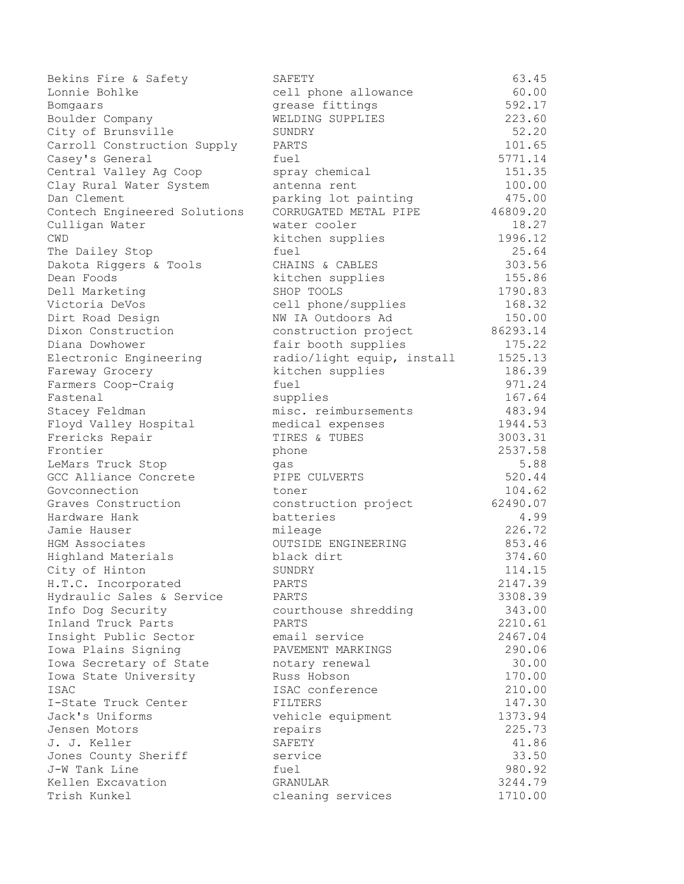| | | |
|---|---|---|
| Bekins Fire & Safety | SAFETY | 63.45 |
| Lonnie Bohlke | cell phone allowance | 60.00 |
| Bomgaars | grease fittings | 592.17 |
| Boulder Company | WELDING SUPPLIES | 223.60 |
| City of Brunsville | SUNDRY | 52.20 |
| Carroll Construction Supply | PARTS | 101.65 |
| Casey's General | fuel | 5771.14 |
| Central Valley Ag Coop | spray chemical | 151.35 |
| Clay Rural Water System | antenna rent | 100.00 |
| Dan Clement | parking lot painting | 475.00 |
| Contech Engineered Solutions | CORRUGATED METAL PIPE | 46809.20 |
| Culligan Water | water cooler | 18.27 |
| CWD | kitchen supplies | 1996.12 |
| The Dailey Stop | fuel | 25.64 |
| Dakota Riggers & Tools | CHAINS & CABLES | 303.56 |
| Dean Foods | kitchen supplies | 155.86 |
| Dell Marketing | SHOP TOOLS | 1790.83 |
| Victoria DeVos | cell phone/supplies | 168.32 |
| Dirt Road Design | NW IA Outdoors Ad | 150.00 |
| Dixon Construction | construction project | 86293.14 |
| Diana Dowhower | fair booth supplies | 175.22 |
| Electronic Engineering | radio/light equip, install | 1525.13 |
| Fareway Grocery | kitchen supplies | 186.39 |
| Farmers Coop-Craig | fuel | 971.24 |
| Fastenal | supplies | 167.64 |
| Stacey Feldman | misc. reimbursements | 483.94 |
| Floyd Valley Hospital | medical expenses | 1944.53 |
| Frericks Repair | TIRES & TUBES | 3003.31 |
| Frontier | phone | 2537.58 |
| LeMars Truck Stop | gas | 5.88 |
| GCC Alliance Concrete | PIPE CULVERTS | 520.44 |
| Govconnection | toner | 104.62 |
| Graves Construction | construction project | 62490.07 |
| Hardware Hank | batteries | 4.99 |
| Jamie Hauser | mileage | 226.72 |
| HGM Associates | OUTSIDE ENGINEERING | 853.46 |
| Highland Materials | black dirt | 374.60 |
| City of Hinton | SUNDRY | 114.15 |
| H.T.C. Incorporated | PARTS | 2147.39 |
| Hydraulic Sales & Service | PARTS | 3308.39 |
| Info Dog Security | courthouse shredding | 343.00 |
| Inland Truck Parts | PARTS | 2210.61 |
| Insight Public Sector | email service | 2467.04 |
| Iowa Plains Signing | PAVEMENT MARKINGS | 290.06 |
| Iowa Secretary of State | notary renewal | 30.00 |
| Iowa State University | Russ Hobson | 170.00 |
| ISAC | ISAC conference | 210.00 |
| I-State Truck Center | FILTERS | 147.30 |
| Jack's Uniforms | vehicle equipment | 1373.94 |
| Jensen Motors | repairs | 225.73 |
| J. J. Keller | SAFETY | 41.86 |
| Jones County Sheriff | service | 33.50 |
| J-W Tank Line | fuel | 980.92 |
| Kellen Excavation | GRANULAR | 3244.79 |
| Trish Kunkel | cleaning services | 1710.00 |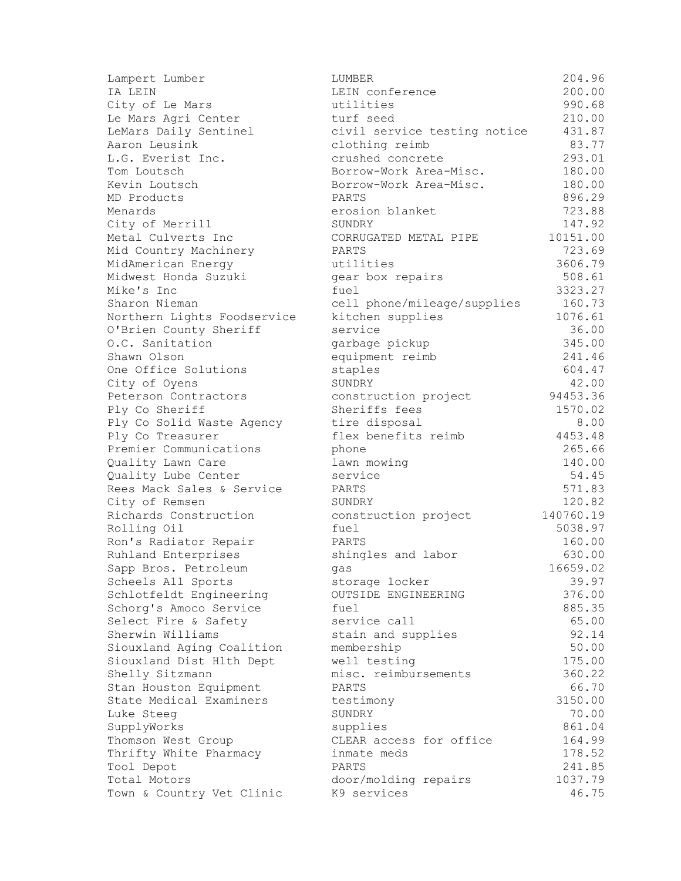| | | |
|---|---|---|
| Lampert Lumber | LUMBER | 204.96 |
| IA LEIN | LEIN conference | 200.00 |
| City of Le Mars | utilities | 990.68 |
| Le Mars Agri Center | turf seed | 210.00 |
| LeMars Daily Sentinel | civil service testing notice | 431.87 |
| Aaron Leusink | clothing reimb | 83.77 |
| L.G. Everist Inc. | crushed concrete | 293.01 |
| Tom Loutsch | Borrow-Work Area-Misc. | 180.00 |
| Kevin Loutsch | Borrow-Work Area-Misc. | 180.00 |
| MD Products | PARTS | 896.29 |
| Menards | erosion blanket | 723.88 |
| City of Merrill | SUNDRY | 147.92 |
| Metal Culverts Inc | CORRUGATED METAL PIPE | 10151.00 |
| Mid Country Machinery | PARTS | 723.69 |
| MidAmerican Energy | utilities | 3606.79 |
| Midwest Honda Suzuki | gear box repairs | 508.61 |
| Mike's Inc | fuel | 3323.27 |
| Sharon Nieman | cell phone/mileage/supplies | 160.73 |
| Northern Lights Foodservice | kitchen supplies | 1076.61 |
| O'Brien County Sheriff | service | 36.00 |
| O.C. Sanitation | garbage pickup | 345.00 |
| Shawn Olson | equipment reimb | 241.46 |
| One Office Solutions | staples | 604.47 |
| City of Oyens | SUNDRY | 42.00 |
| Peterson Contractors | construction project | 94453.36 |
| Ply Co Sheriff | Sheriffs fees | 1570.02 |
| Ply Co Solid Waste Agency | tire disposal | 8.00 |
| Ply Co Treasurer | flex benefits reimb | 4453.48 |
| Premier Communications | phone | 265.66 |
| Quality Lawn Care | lawn mowing | 140.00 |
| Quality Lube Center | service | 54.45 |
| Rees Mack Sales & Service | PARTS | 571.83 |
| City of Remsen | SUNDRY | 120.82 |
| Richards Construction | construction project | 140760.19 |
| Rolling Oil | fuel | 5038.97 |
| Ron's Radiator Repair | PARTS | 160.00 |
| Ruhland Enterprises | shingles and labor | 630.00 |
| Sapp Bros. Petroleum | gas | 16659.02 |
| Scheels All Sports | storage locker | 39.97 |
| Schlotfeldt Engineering | OUTSIDE ENGINEERING | 376.00 |
| Schorg's Amoco Service | fuel | 885.35 |
| Select Fire & Safety | service call | 65.00 |
| Sherwin Williams | stain and supplies | 92.14 |
| Siouxland Aging Coalition | membership | 50.00 |
| Siouxland Dist Hlth Dept | well testing | 175.00 |
| Shelly Sitzmann | misc. reimbursements | 360.22 |
| Stan Houston Equipment | PARTS | 66.70 |
| State Medical Examiners | testimony | 3150.00 |
| Luke Steeg | SUNDRY | 70.00 |
| SupplyWorks | supplies | 861.04 |
| Thomson West Group | CLEAR access for office | 164.99 |
| Thrifty White Pharmacy | inmate meds | 178.52 |
| Tool Depot | PARTS | 241.85 |
| Total Motors | door/molding repairs | 1037.79 |
| Town & Country Vet Clinic | K9 services | 46.75 |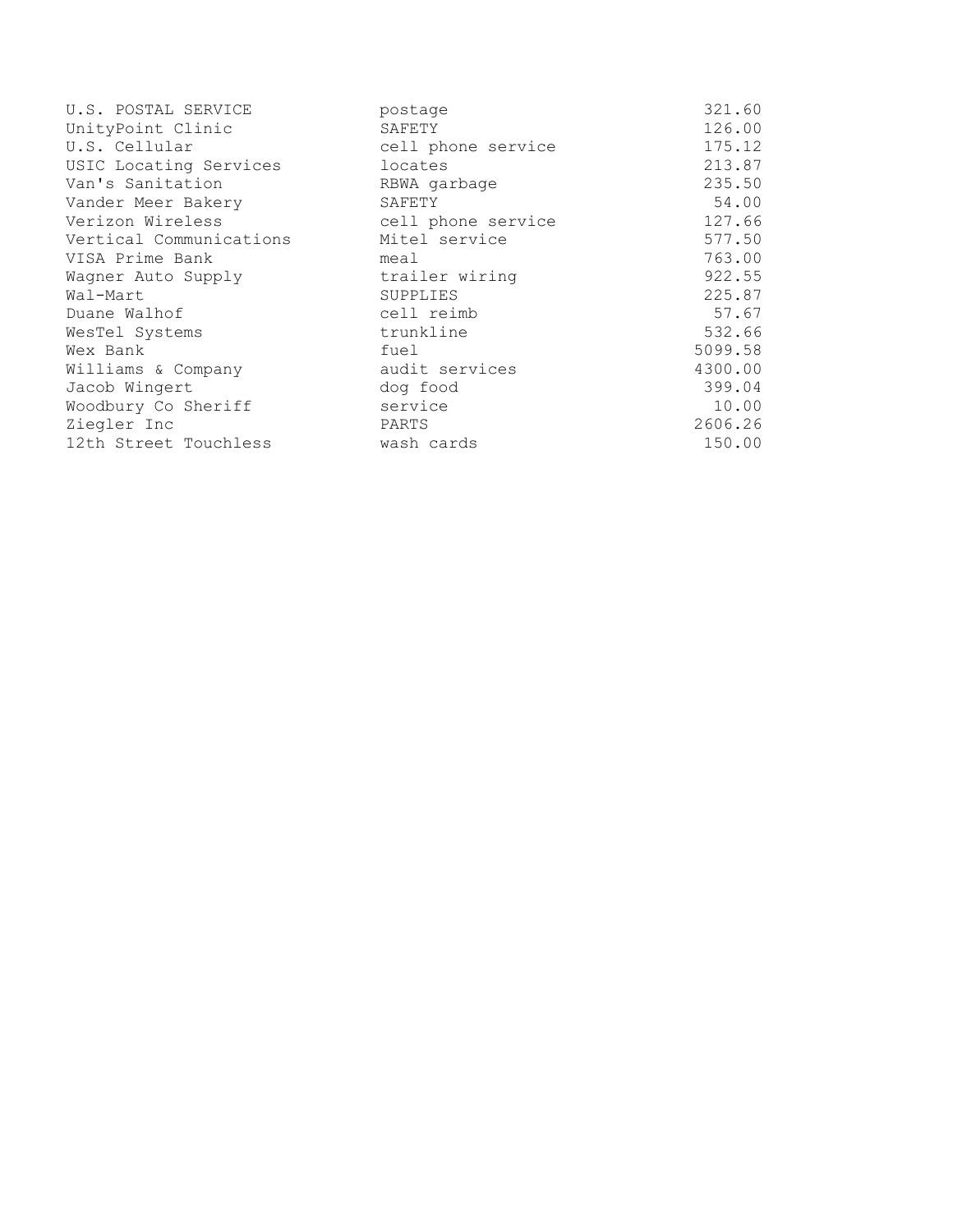| | | |
|---|---|---|
| U.S. POSTAL SERVICE | postage | 321.60 |
| UnityPoint Clinic | SAFETY | 126.00 |
| U.S. Cellular | cell phone service | 175.12 |
| USIC Locating Services | locates | 213.87 |
| Van's Sanitation | RBWA garbage | 235.50 |
| Vander Meer Bakery | SAFETY | 54.00 |
| Verizon Wireless | cell phone service | 127.66 |
| Vertical Communications | Mitel service | 577.50 |
| VISA Prime Bank | meal | 763.00 |
| Wagner Auto Supply | trailer wiring | 922.55 |
| Wal-Mart | SUPPLIES | 225.87 |
| Duane Walhof | cell reimb | 57.67 |
| WesTel Systems | trunkline | 532.66 |
| Wex Bank | fuel | 5099.58 |
| Williams & Company | audit services | 4300.00 |
| Jacob Wingert | dog food | 399.04 |
| Woodbury Co Sheriff | service | 10.00 |
| Ziegler Inc | PARTS | 2606.26 |
| 12th Street Touchless | wash cards | 150.00 |